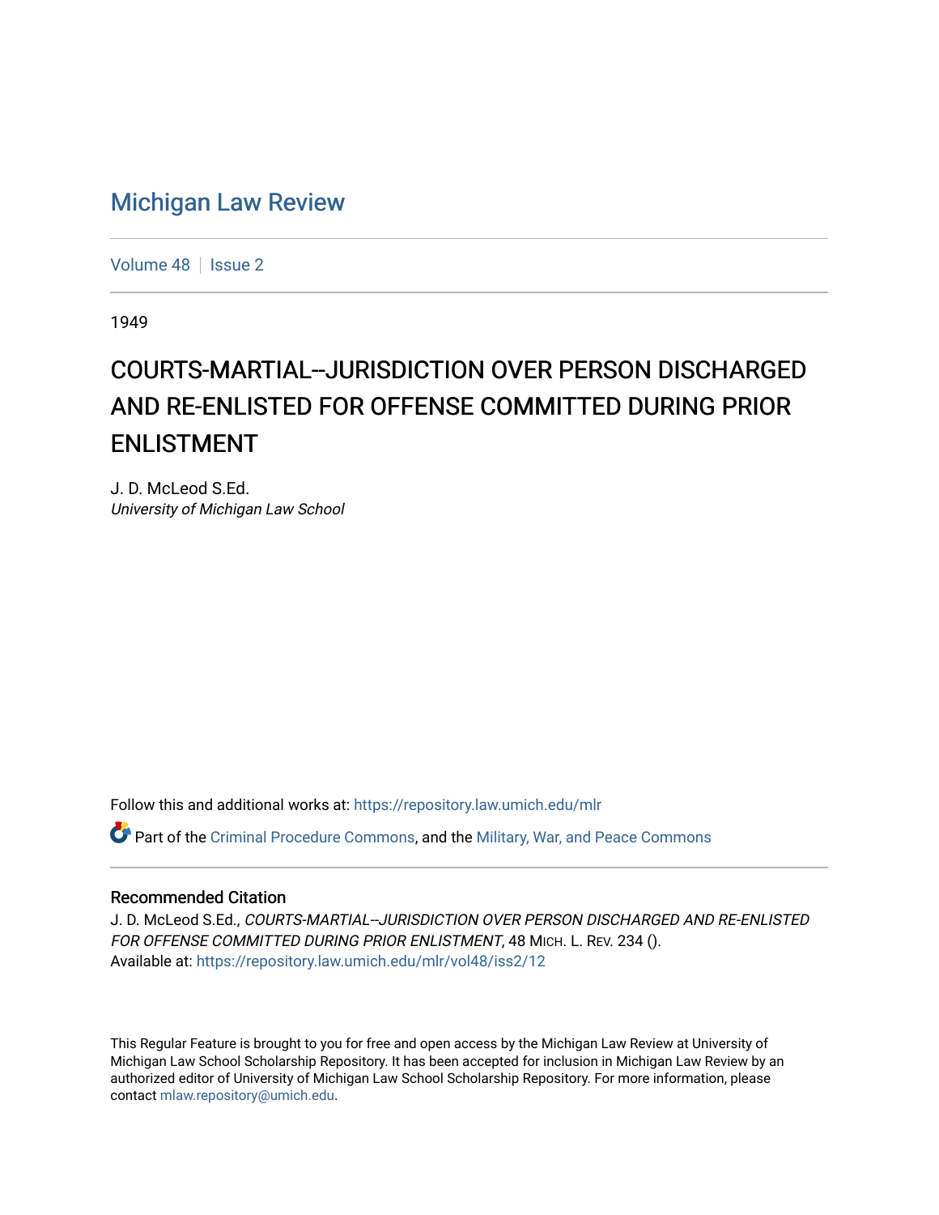# Michigan Law Review

Volume 48 | Issue 2

1949

# COURTS-MARTIAL--JURISDICTION OVER PERSON DISCHARGED AND RE-ENLISTED FOR OFFENSE COMMITTED DURING PRIOR ENLISTMENT

J. D. McLeod S.Ed.
*University of Michigan Law School*

Follow this and additional works at: https://repository.law.umich.edu/mlr

Part of the Criminal Procedure Commons, and the Military, War, and Peace Commons

## Recommended Citation

J. D. McLeod S.Ed., *COURTS-MARTIAL--JURISDICTION OVER PERSON DISCHARGED AND RE-ENLISTED FOR OFFENSE COMMITTED DURING PRIOR ENLISTMENT*, 48 MICH. L. REV. 234 ().
Available at: https://repository.law.umich.edu/mlr/vol48/iss2/12

This Regular Feature is brought to you for free and open access by the Michigan Law Review at University of Michigan Law School Scholarship Repository. It has been accepted for inclusion in Michigan Law Review by an authorized editor of University of Michigan Law School Scholarship Repository. For more information, please contact mlaw.repository@umich.edu.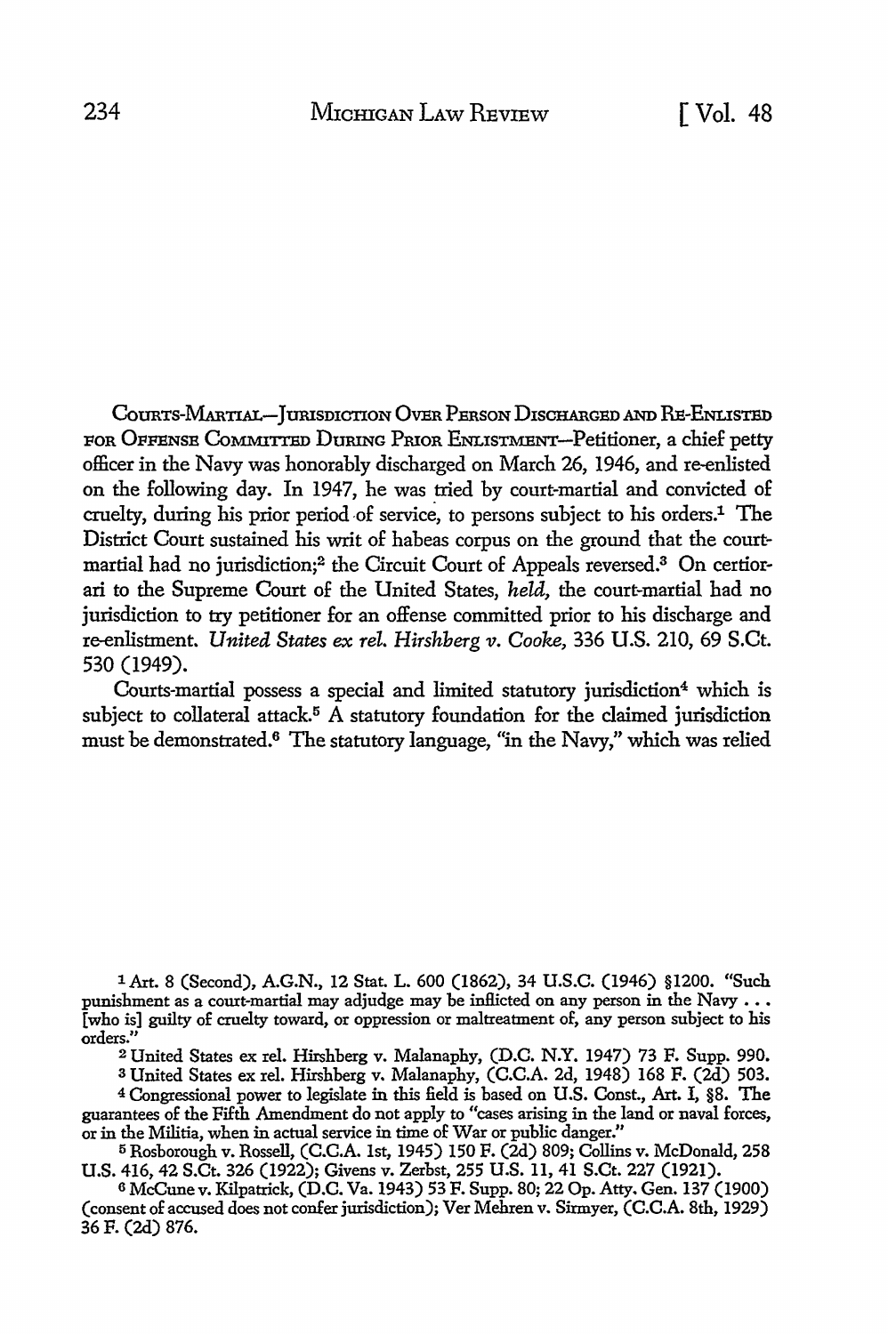COURTS-MARTIAL—JURISDICTION OVER PERSON DISCHARGED AND RE-ENLISTED FOR OFFENSE COMMITTED DURING PRIOR ENLISTMENT—Petitioner, a chief petty officer in the Navy was honorably discharged on March 26, 1946, and re-enlisted on the following day. In 1947, he was tried by court-martial and convicted of cruelty, during his prior period of service, to persons subject to his orders.[1] The District Court sustained his writ of habeas corpus on the ground that the court-martial had no jurisdiction;[2] the Circuit Court of Appeals reversed.[3] On certiorari to the Supreme Court of the United States, *held,* the court-martial had no jurisdiction to try petitioner for an offense committed prior to his discharge and re-enlistment. *United States ex rel. Hirshberg v. Cooke,* 336 U.S. 210, 69 S.Ct. 530 (1949).

Courts-martial possess a special and limited statutory jurisdiction[4] which is subject to collateral attack.[5] A statutory foundation for the claimed jurisdiction must be demonstrated.[6] The statutory language, "in the Navy," which was relied

---

[1] Art. 8 (Second), A.G.N., 12 Stat. L. 600 (1862), 34 U.S.C. (1946) §1200. "Such punishment as a court-martial may adjudge may be inflicted on any person in the Navy . . . [who is] guilty of cruelty toward, or oppression or maltreatment of, any person subject to his orders."

[2] United States ex rel. Hirshberg v. Malanaphy, (D.C. N.Y. 1947) 73 F. Supp. 990.

[3] United States ex rel. Hirshberg v. Malanaphy, (C.C.A. 2d, 1948) 168 F. (2d) 503.

[4] Congressional power to legislate in this field is based on U.S. Const., Art. I, §8. The guarantees of the Fifth Amendment do not apply to "cases arising in the land or naval forces, or in the Militia, when in actual service in time of War or public danger."

[5] Rosborough v. Rossell, (C.C.A. 1st, 1945) 150 F. (2d) 809; Collins v. McDonald, 258 U.S. 416, 42 S.Ct. 326 (1922); Givens v. Zerbst, 255 U.S. 11, 41 S.Ct. 227 (1921).

[6] McCune v. Kilpatrick, (D.C. Va. 1943) 53 F. Supp. 80; 22 Op. Atty. Gen. 137 (1900) (consent of accused does not confer jurisdiction); Ver Mehren v. Sirmyer, (C.C.A. 8th, 1929) 36 F. (2d) 876.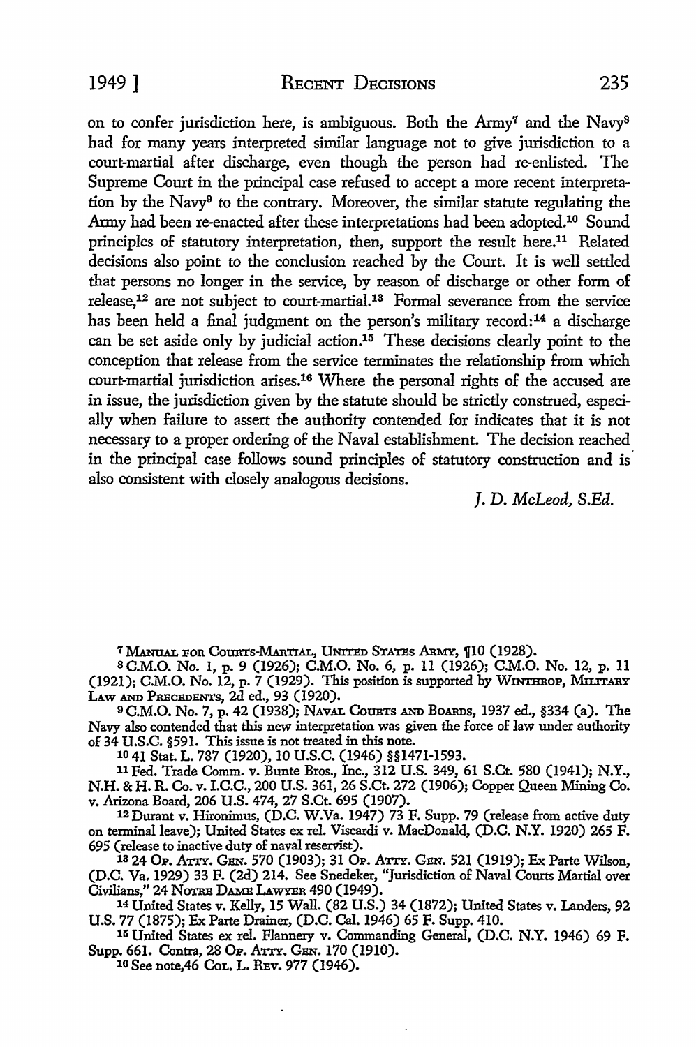on to confer jurisdiction here, is ambiguous. Both the Army[7] and the Navy[8] had for many years interpreted similar language not to give jurisdiction to a court-martial after discharge, even though the person had re-enlisted. The Supreme Court in the principal case refused to accept a more recent interpretation by the Navy[9] to the contrary. Moreover, the similar statute regulating the Army had been re-enacted after these interpretations had been adopted.[10] Sound principles of statutory interpretation, then, support the result here.[11] Related decisions also point to the conclusion reached by the Court. It is well settled that persons no longer in the service, by reason of discharge or other form of release,[12] are not subject to court-martial.[13] Formal severance from the service has been held a final judgment on the person's military record:[14] a discharge can be set aside only by judicial action.[15] These decisions clearly point to the conception that release from the service terminates the relationship from which court-martial jurisdiction arises.[16] Where the personal rights of the accused are in issue, the jurisdiction given by the statute should be strictly construed, especially when failure to assert the authority contended for indicates that it is not necessary to a proper ordering of the Naval establishment. The decision reached in the principal case follows sound principles of statutory construction and is also consistent with closely analogous decisions.

*J. D. McLeod, S.Ed.*

---

[7] MANUAL FOR COURTS-MARTIAL, UNITED STATES ARMY, ¶10 (1928).

[8] C.M.O. No. 1, p. 9 (1926); C.M.O. No. 6, p. 11 (1926); C.M.O. No. 12, p. 11 (1921); C.M.O. No. 12, p. 7 (1929). This position is supported by WINTHROP, MILITARY LAW AND PRECEDENTS, 2d ed., 93 (1920).

[9] C.M.O. No. 7, p. 42 (1938); NAVAL COURTS AND BOARDS, 1937 ed., §334 (a). The Navy also contended that this new interpretation was given the force of law under authority of 34 U.S.C. §591. This issue is not treated in this note.

[10] 41 Stat. L. 787 (1920), 10 U.S.C. (1946) §§1471-1593.

[11] Fed. Trade Comm. v. Bunte Bros., Inc., 312 U.S. 349, 61 S.Ct. 580 (1941); N.Y., N.H. & H. R. Co. v. I.C.C., 200 U.S. 361, 26 S.Ct. 272 (1906); Copper Queen Mining Co. v. Arizona Board, 206 U.S. 474, 27 S.Ct. 695 (1907).

[12] Durant v. Hironimus, (D.C. W.Va. 1947) 73 F. Supp. 79 (release from active duty on terminal leave); United States ex rel. Viscardi v. MacDonald, (D.C. N.Y. 1920) 265 F. 695 (release to inactive duty of naval reservist).

[13] 24 OP. ATTY. GEN. 570 (1903); 31 OP. ATTY. GEN. 521 (1919); Ex Parte Wilson, (D.C. Va. 1929) 33 F. (2d) 214. See Snedeker, "Jurisdiction of Naval Courts Martial over Civilians," 24 NOTRE DAME LAWYER 490 (1949).

[14] United States v. Kelly, 15 Wall. (82 U.S.) 34 (1872); United States v. Landers, 92 U.S. 77 (1875); Ex Parte Drainer, (D.C. Cal. 1946) 65 F. Supp. 410.

[15] United States ex rel. Flannery v. Commanding General, (D.C. N.Y. 1946) 69 F. Supp. 661. Contra, 28 OP. ATTY. GEN. 170 (1910).

[16] See note,46 COL. L. REV. 977 (1946).